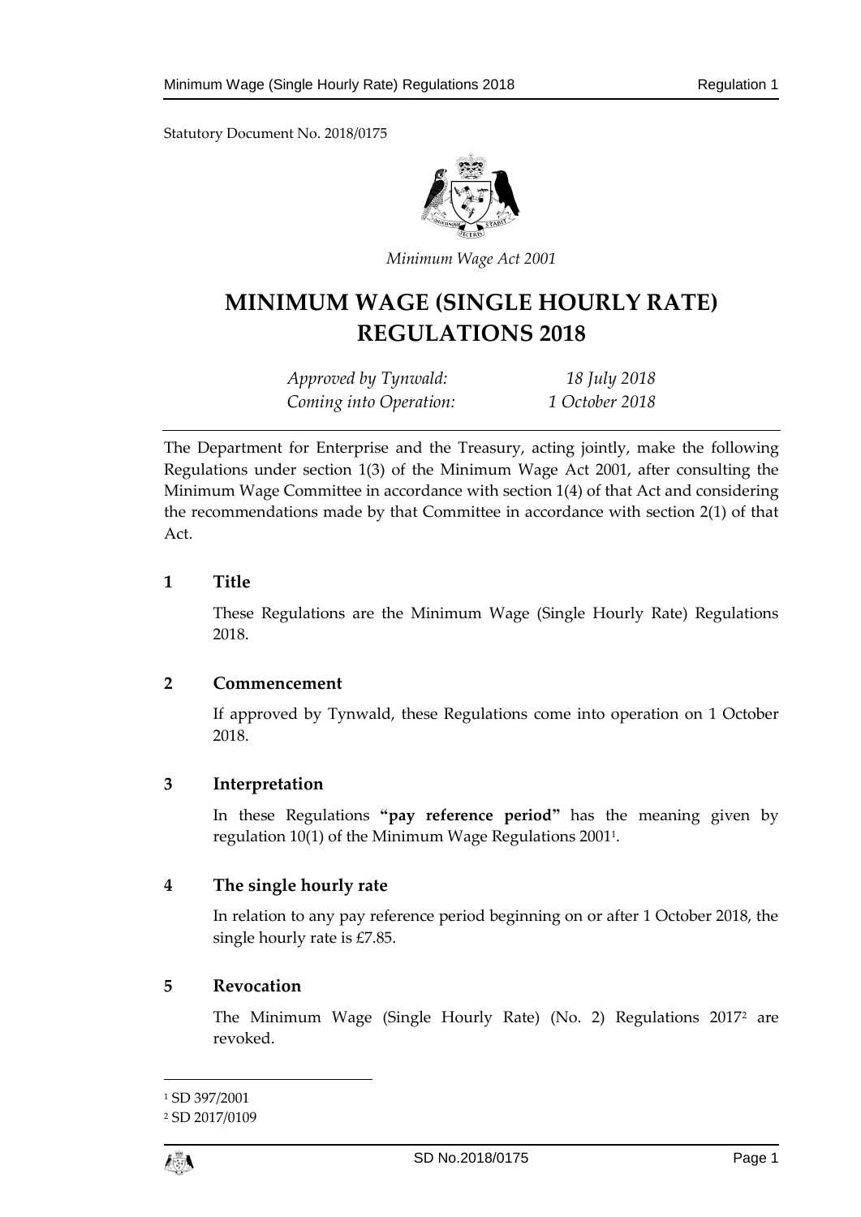Statutory Document No. 2018/0175

*Minimum Wage Act 2001*

# MINIMUM WAGE (SINGLE HOURLY RATE) REGULATIONS 2018

| | |
|---|---|
| *Approved by Tynwald:* | *18 July 2018* |
| *Coming into Operation:* | *1 October 2018* |

The Department for Enterprise and the Treasury, acting jointly, make the following Regulations under section 1(3) of the Minimum Wage Act 2001, after consulting the Minimum Wage Committee in accordance with section 1(4) of that Act and considering the recommendations made by that Committee in accordance with section 2(1) of that Act.

## 1 Title

These Regulations are the Minimum Wage (Single Hourly Rate) Regulations 2018.

## 2 Commencement

If approved by Tynwald, these Regulations come into operation on 1 October 2018.

## 3 Interpretation

In these Regulations **"pay reference period"** has the meaning given by regulation 10(1) of the Minimum Wage Regulations 2001[1].

## 4 The single hourly rate

In relation to any pay reference period beginning on or after 1 October 2018, the single hourly rate is £7.85.

## 5 Revocation

The Minimum Wage (Single Hourly Rate) (No. 2) Regulations 2017[2] are revoked.

---

[1] SD 397/2001

[2] SD 2017/0109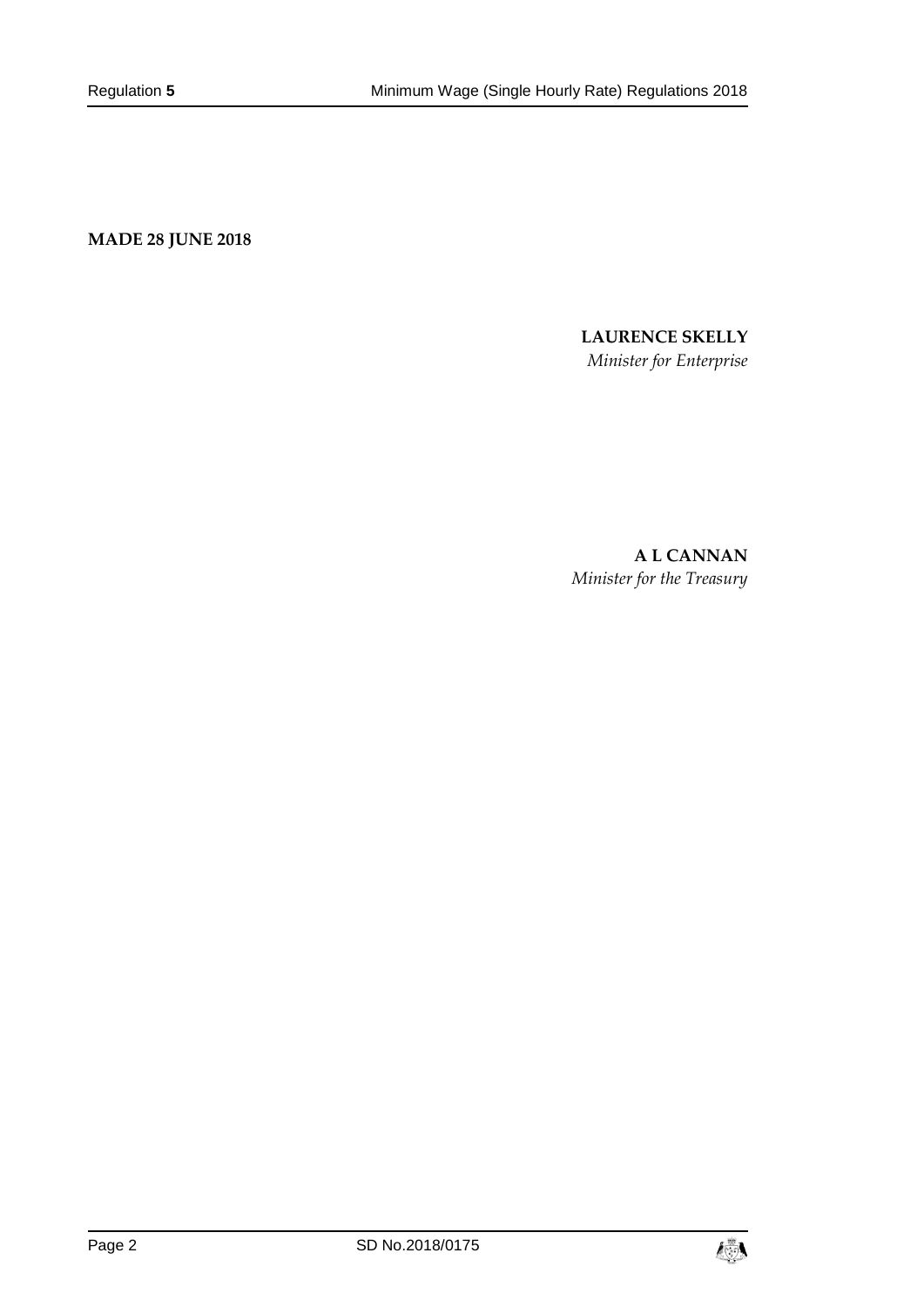**MADE 28 JUNE 2018**

**LAURENCE SKELLY**
*Minister for Enterprise*

**A L CANNAN**
*Minister for the Treasury*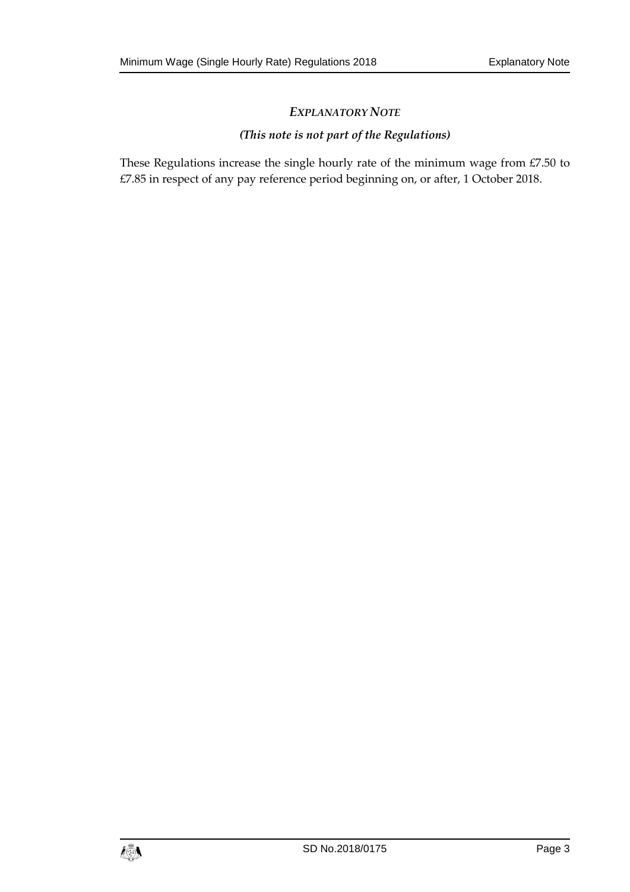## *EXPLANATORY NOTE*

***(This note is not part of the Regulations)***

These Regulations increase the single hourly rate of the minimum wage from £7.50 to £7.85 in respect of any pay reference period beginning on, or after, 1 October 2018.